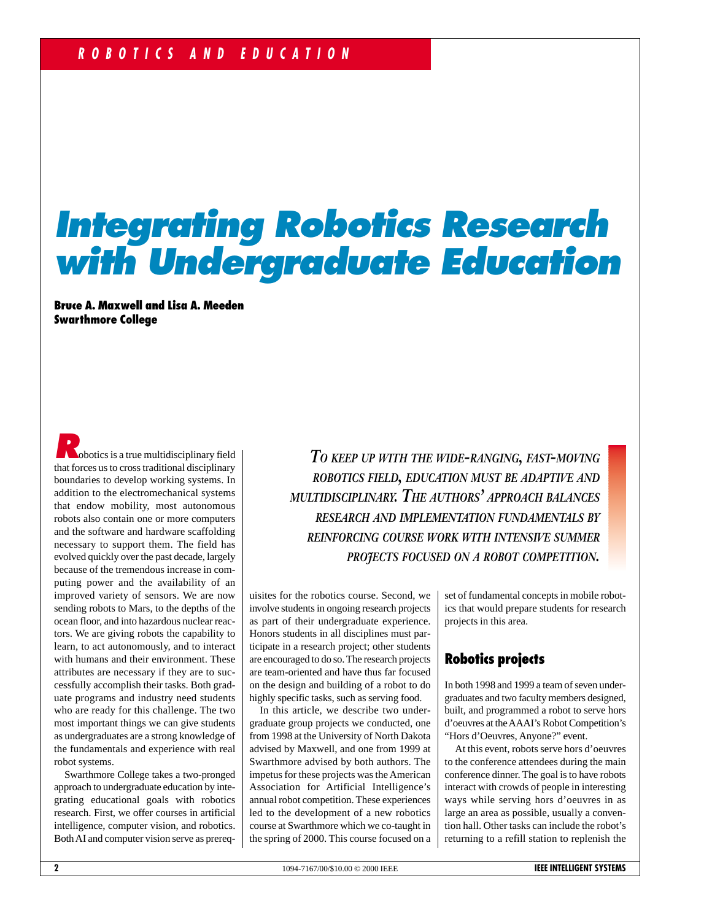ROBOTICS AND EDUCATION

# Integrating Robotics Research with Undergraduate Education

**Bruce A. Maxwell and Lisa A. Meeden**
**Swarthmore College**

*To keep up with the wide-ranging, fast-moving robotics field, education must be adaptive and multidisciplinary. The authors' approach balances research and implementation fundamentals by reinforcing course work with intensive summer projects focused on a robot competition.*

Robotics is a true multidisciplinary field that forces us to cross traditional disciplinary boundaries to develop working systems. In addition to the electromechanical systems that endow mobility, most autonomous robots also contain one or more computers and the software and hardware scaffolding necessary to support them. The field has evolved quickly over the past decade, largely because of the tremendous increase in computing power and the availability of an improved variety of sensors. We are now sending robots to Mars, to the depths of the ocean floor, and into hazardous nuclear reactors. We are giving robots the capability to learn, to act autonomously, and to interact with humans and their environment. These attributes are necessary if they are to successfully accomplish their tasks. Both graduate programs and industry need students who are ready for this challenge. The two most important things we can give students as undergraduates are a strong knowledge of the fundamentals and experience with real robot systems.

Swarthmore College takes a two-pronged approach to undergraduate education by integrating educational goals with robotics research. First, we offer courses in artificial intelligence, computer vision, and robotics. Both AI and computer vision serve as prerequisites for the robotics course. Second, we involve students in ongoing research projects as part of their undergraduate experience. Honors students in all disciplines must participate in a research project; other students are encouraged to do so. The research projects are team-oriented and have thus far focused on the design and building of a robot to do highly specific tasks, such as serving food.

In this article, we describe two undergraduate group projects we conducted, one from 1998 at the University of North Dakota advised by Maxwell, and one from 1999 at Swarthmore advised by both authors. The impetus for these projects was the American Association for Artificial Intelligence's annual robot competition. These experiences led to the development of a new robotics course at Swarthmore which we co-taught in the spring of 2000. This course focused on a set of fundamental concepts in mobile robotics that would prepare students for research projects in this area.

## Robotics projects

In both 1998 and 1999 a team of seven undergraduates and two faculty members designed, built, and programmed a robot to serve hors d'oeuvres at the AAAI's Robot Competition's "Hors d'Oeuvres, Anyone?" event.

At this event, robots serve hors d'oeuvres to the conference attendees during the main conference dinner. The goal is to have robots interact with crowds of people in interesting ways while serving hors d'oeuvres in as large an area as possible, usually a convention hall. Other tasks can include the robot's returning to a refill station to replenish the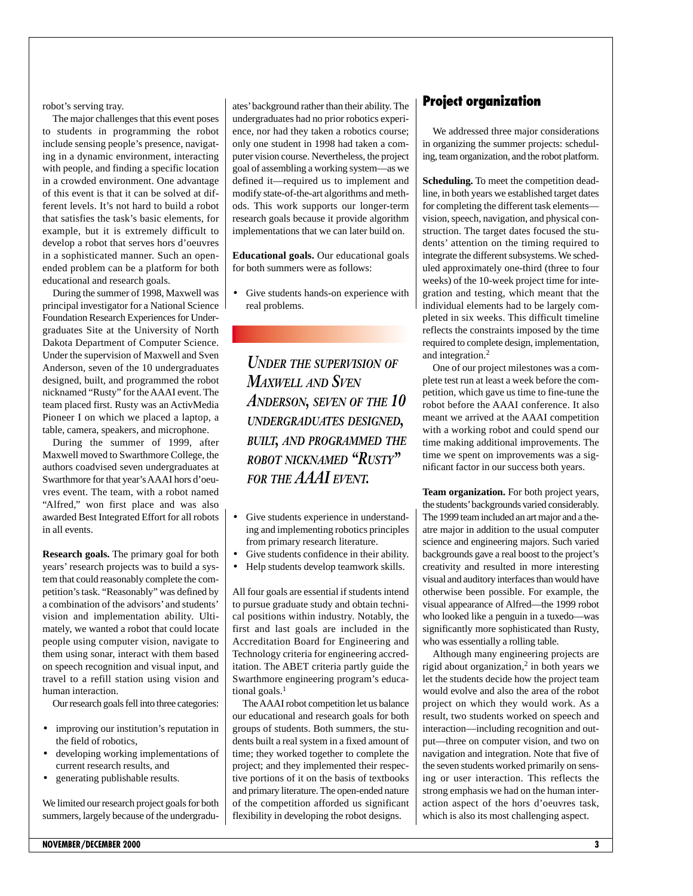robot's serving tray.

The major challenges that this event poses to students in programming the robot include sensing people's presence, navigating in a dynamic environment, interacting with people, and finding a specific location in a crowded environment. One advantage of this event is that it can be solved at different levels. It's not hard to build a robot that satisfies the task's basic elements, for example, but it is extremely difficult to develop a robot that serves hors d'oeuvres in a sophisticated manner. Such an open-ended problem can be a platform for both educational and research goals.

During the summer of 1998, Maxwell was principal investigator for a National Science Foundation Research Experiences for Undergraduates Site at the University of North Dakota Department of Computer Science. Under the supervision of Maxwell and Sven Anderson, seven of the 10 undergraduates designed, built, and programmed the robot nicknamed "Rusty" for the AAAI event. The team placed first. Rusty was an ActivMedia Pioneer I on which we placed a laptop, a table, camera, speakers, and microphone.

During the summer of 1999, after Maxwell moved to Swarthmore College, the authors coadvised seven undergraduates at Swarthmore for that year's AAAI hors d'oeuvres event. The team, with a robot named "Alfred," won first place and was also awarded Best Integrated Effort for all robots in all events.

**Research goals.** The primary goal for both years' research projects was to build a system that could reasonably complete the competition's task. "Reasonably" was defined by a combination of the advisors' and students' vision and implementation ability. Ultimately, we wanted a robot that could locate people using computer vision, navigate to them using sonar, interact with them based on speech recognition and visual input, and travel to a refill station using vision and human interaction.

Our research goals fell into three categories:

- improving our institution's reputation in the field of robotics,
- developing working implementations of current research results, and
- generating publishable results.

We limited our research project goals for both summers, largely because of the undergraduates' background rather than their ability. The undergraduates had no prior robotics experience, nor had they taken a robotics course; only one student in 1998 had taken a computer vision course. Nevertheless, the project goal of assembling a working system—as we defined it—required us to implement and modify state-of-the-art algorithms and methods. This work supports our longer-term research goals because it provide algorithm implementations that we can later build on.

**Educational goals.** Our educational goals for both summers were as follows:

- Give students hands-on experience with real problems.
- Give students experience in understanding and implementing robotics principles from primary research literature.
- Give students confidence in their ability.
- Help students develop teamwork skills.

*UNDER THE SUPERVISION OF MAXWELL AND SVEN ANDERSON, SEVEN OF THE 10 UNDERGRADUATES DESIGNED, BUILT, AND PROGRAMMED THE ROBOT NICKNAMED "RUSTY" FOR THE AAAI EVENT.*

All four goals are essential if students intend to pursue graduate study and obtain technical positions within industry. Notably, the first and last goals are included in the Accreditation Board for Engineering and Technology criteria for engineering accreditation. The ABET criteria partly guide the Swarthmore engineering program's educational goals.[1]

The AAAI robot competition let us balance our educational and research goals for both groups of students. Both summers, the students built a real system in a fixed amount of time; they worked together to complete the project; and they implemented their respective portions of it on the basis of textbooks and primary literature. The open-ended nature of the competition afforded us significant flexibility in developing the robot designs.

## Project organization

We addressed three major considerations in organizing the summer projects: scheduling, team organization, and the robot platform.

**Scheduling.** To meet the competition deadline, in both years we established target dates for completing the different task elements—vision, speech, navigation, and physical construction. The target dates focused the students' attention on the timing required to integrate the different subsystems. We scheduled approximately one-third (three to four weeks) of the 10-week project time for integration and testing, which meant that the individual elements had to be largely completed in six weeks. This difficult timeline reflects the constraints imposed by the time required to complete design, implementation, and integration.[2]

One of our project milestones was a complete test run at least a week before the competition, which gave us time to fine-tune the robot before the AAAI conference. It also meant we arrived at the AAAI competition with a working robot and could spend our time making additional improvements. The time we spent on improvements was a significant factor in our success both years.

**Team organization.** For both project years, the students' backgrounds varied considerably. The 1999 team included an art major and a theatre major in addition to the usual computer science and engineering majors. Such varied backgrounds gave a real boost to the project's creativity and resulted in more interesting visual and auditory interfaces than would have otherwise been possible. For example, the visual appearance of Alfred—the 1999 robot who looked like a penguin in a tuxedo—was significantly more sophisticated than Rusty, who was essentially a rolling table.

Although many engineering projects are rigid about organization,[2] in both years we let the students decide how the project team would evolve and also the area of the robot project on which they would work. As a result, two students worked on speech and interaction—including recognition and output—three on computer vision, and two on navigation and integration. Note that five of the seven students worked primarily on sensing or user interaction. This reflects the strong emphasis we had on the human interaction aspect of the hors d'oeuvres task, which is also its most challenging aspect.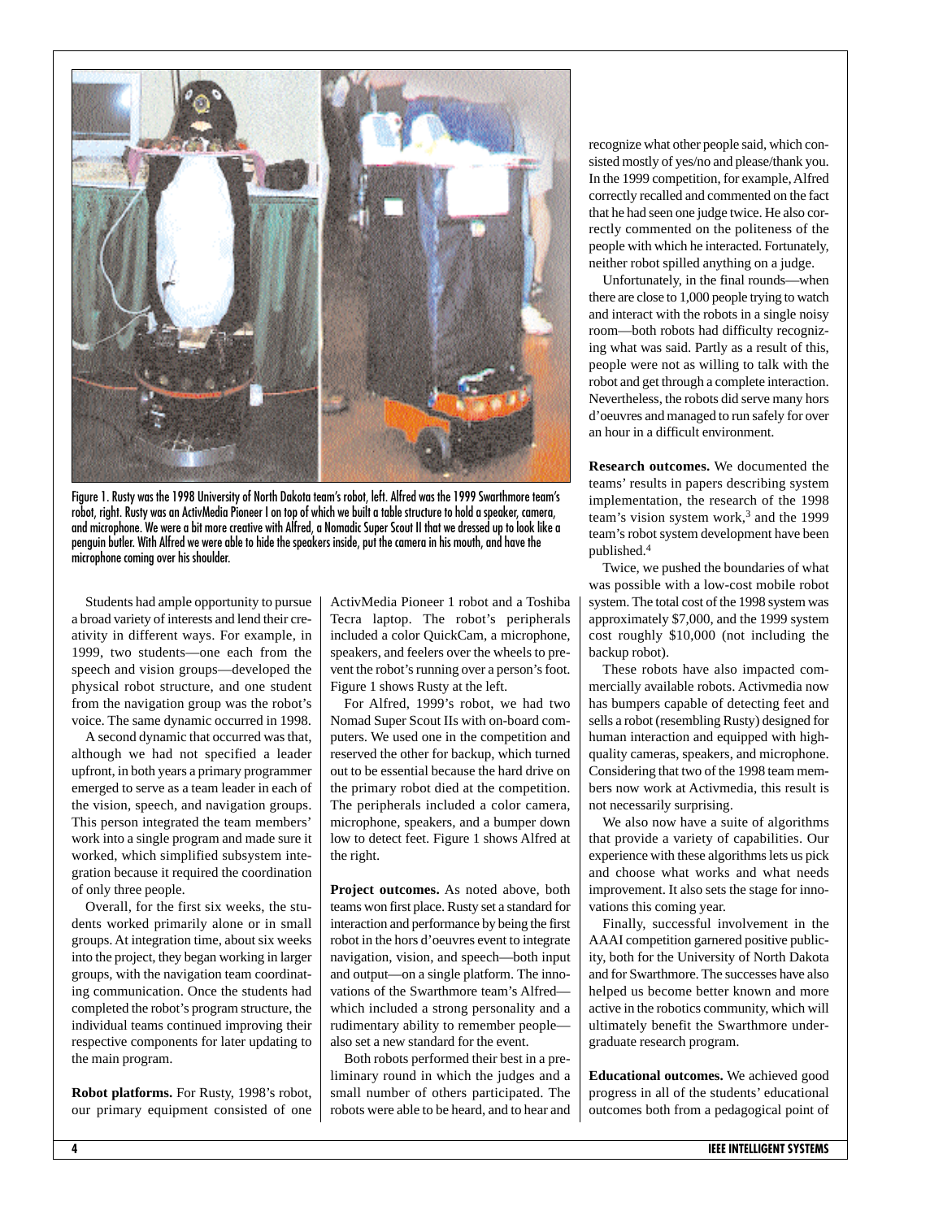Figure 1. Rusty was the 1998 University of North Dakota team's robot, left. Alfred was the 1999 Swarthmore team's robot, right. Rusty was an ActivMedia Pioneer I on top of which we built a table structure to hold a speaker, camera, and microphone. We were a bit more creative with Alfred, a Nomadic Super Scout II that we dressed up to look like a penguin butler. With Alfred we were able to hide the speakers inside, put the camera in his mouth, and have the microphone coming over his shoulder.

Students had ample opportunity to pursue a broad variety of interests and lend their creativity in different ways. For example, in 1999, two students—one each from the speech and vision groups—developed the physical robot structure, and one student from the navigation group was the robot's voice. The same dynamic occurred in 1998.

A second dynamic that occurred was that, although we had not specified a leader upfront, in both years a primary programmer emerged to serve as a team leader in each of the vision, speech, and navigation groups. This person integrated the team members' work into a single program and made sure it worked, which simplified subsystem integration because it required the coordination of only three people.

Overall, for the first six weeks, the students worked primarily alone or in small groups. At integration time, about six weeks into the project, they began working in larger groups, with the navigation team coordinating communication. Once the students had completed the robot's program structure, the individual teams continued improving their respective components for later updating to the main program.

**Robot platforms.** For Rusty, 1998's robot, our primary equipment consisted of one ActivMedia Pioneer 1 robot and a Toshiba Tecra laptop. The robot's peripherals included a color QuickCam, a microphone, speakers, and feelers over the wheels to prevent the robot's running over a person's foot. Figure 1 shows Rusty at the left.

For Alfred, 1999's robot, we had two Nomad Super Scout IIs with on-board computers. We used one in the competition and reserved the other for backup, which turned out to be essential because the hard drive on the primary robot died at the competition. The peripherals included a color camera, microphone, speakers, and a bumper down low to detect feet. Figure 1 shows Alfred at the right.

**Project outcomes.** As noted above, both teams won first place. Rusty set a standard for interaction and performance by being the first robot in the hors d'oeuvres event to integrate navigation, vision, and speech—both input and output—on a single platform. The innovations of the Swarthmore team's Alfred—which included a strong personality and a rudimentary ability to remember people—also set a new standard for the event.

Both robots performed their best in a preliminary round in which the judges and a small number of others participated. The robots were able to be heard, and to hear and recognize what other people said, which consisted mostly of yes/no and please/thank you. In the 1999 competition, for example, Alfred correctly recalled and commented on the fact that he had seen one judge twice. He also correctly commented on the politeness of the people with which he interacted. Fortunately, neither robot spilled anything on a judge.

Unfortunately, in the final rounds—when there are close to 1,000 people trying to watch and interact with the robots in a single noisy room—both robots had difficulty recognizing what was said. Partly as a result of this, people were not as willing to talk with the robot and get through a complete interaction. Nevertheless, the robots did serve many hors d'oeuvres and managed to run safely for over an hour in a difficult environment.

**Research outcomes.** We documented the teams' results in papers describing system implementation, the research of the 1998 team's vision system work,[3] and the 1999 team's robot system development have been published.[4]

Twice, we pushed the boundaries of what was possible with a low-cost mobile robot system. The total cost of the 1998 system was approximately $7,000, and the 1999 system cost roughly $10,000 (not including the backup robot).

These robots have also impacted commercially available robots. Activmedia now has bumpers capable of detecting feet and sells a robot (resembling Rusty) designed for human interaction and equipped with high-quality cameras, speakers, and microphone. Considering that two of the 1998 team members now work at Activmedia, this result is not necessarily surprising.

We also now have a suite of algorithms that provide a variety of capabilities. Our experience with these algorithms lets us pick and choose what works and what needs improvement. It also sets the stage for innovations this coming year.

Finally, successful involvement in the AAAI competition garnered positive publicity, both for the University of North Dakota and for Swarthmore. The successes have also helped us become better known and more active in the robotics community, which will ultimately benefit the Swarthmore undergraduate research program.

**Educational outcomes.** We achieved good progress in all of the students' educational outcomes both from a pedagogical point of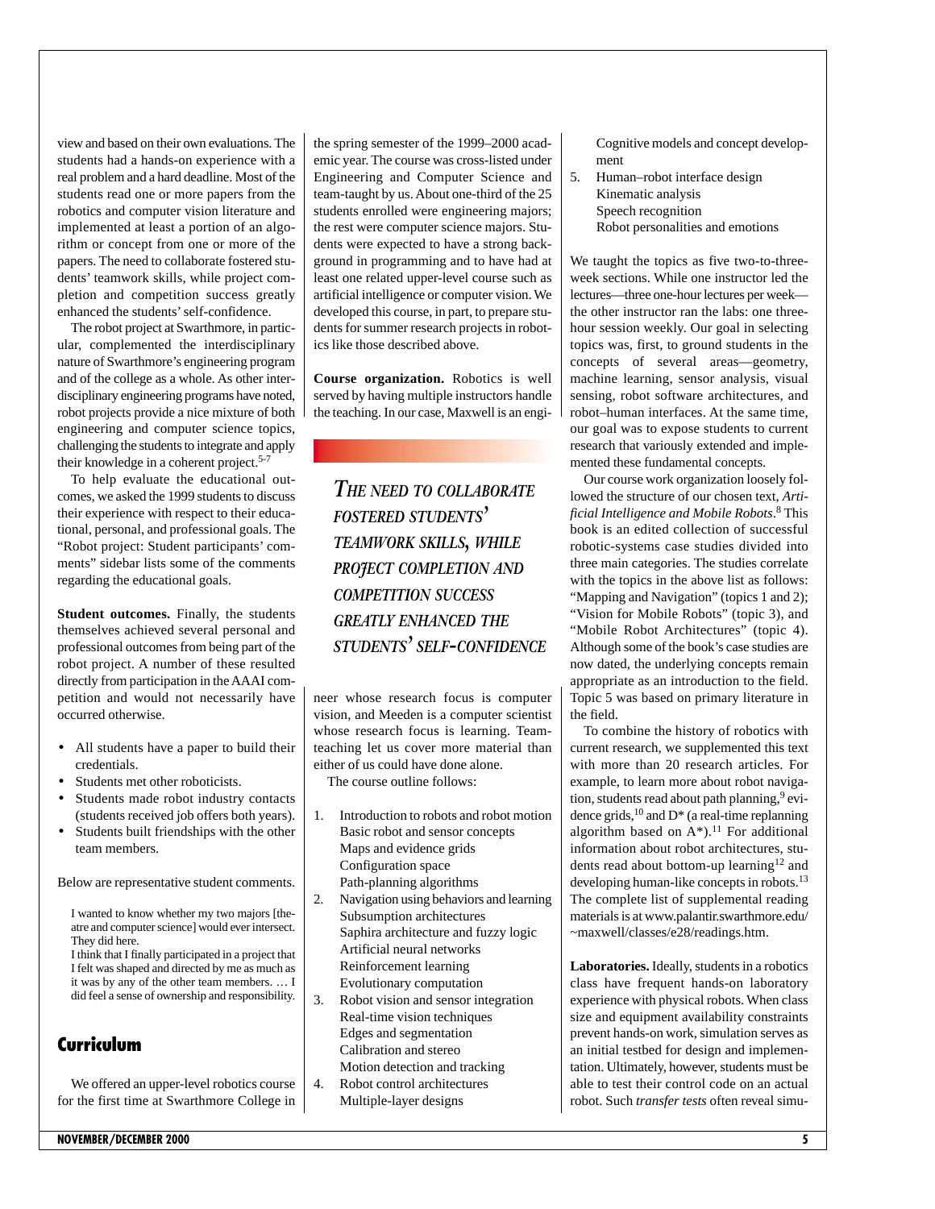view and based on their own evaluations. The students had a hands-on experience with a real problem and a hard deadline. Most of the students read one or more papers from the robotics and computer vision literature and implemented at least a portion of an algorithm or concept from one or more of the papers. The need to collaborate fostered students' teamwork skills, while project completion and competition success greatly enhanced the students' self-confidence.

The robot project at Swarthmore, in particular, complemented the interdisciplinary nature of Swarthmore's engineering program and of the college as a whole. As other interdisciplinary engineering programs have noted, robot projects provide a nice mixture of both engineering and computer science topics, challenging the students to integrate and apply their knowledge in a coherent project.[5-7]

To help evaluate the educational outcomes, we asked the 1999 students to discuss their experience with respect to their educational, personal, and professional goals. The "Robot project: Student participants' comments" sidebar lists some of the comments regarding the educational goals.

**Student outcomes.** Finally, the students themselves achieved several personal and professional outcomes from being part of the robot project. A number of these resulted directly from participation in the AAAI competition and would not necessarily have occurred otherwise.

- All students have a paper to build their credentials.
- Students met other roboticists.
- Students made robot industry contacts (students received job offers both years).
- Students built friendships with the other team members.

Below are representative student comments.

> I wanted to know whether my two majors [theatre and computer science] would ever intersect. They did here.
>
> I think that I finally participated in a project that I felt was shaped and directed by me as much as it was by any of the other team members. … I did feel a sense of ownership and responsibility.

## Curriculum

We offered an upper-level robotics course for the first time at Swarthmore College in the spring semester of the 1999–2000 academic year. The course was cross-listed under Engineering and Computer Science and team-taught by us. About one-third of the 25 students enrolled were engineering majors; the rest were computer science majors. Students were expected to have a strong background in programming and to have had at least one related upper-level course such as artificial intelligence or computer vision. We developed this course, in part, to prepare students for summer research projects in robotics like those described above.

**Course organization.** Robotics is well served by having multiple instructors handle the teaching. In our case, Maxwell is an engineer whose research focus is computer vision, and Meeden is a computer scientist whose research focus is learning. Team-teaching let us cover more material than either of us could have done alone.

*The need to collaborate fostered students' teamwork skills, while project completion and competition success greatly enhanced the students' self-confidence*

The course outline follows:

1. Introduction to robots and robot motion
   Basic robot and sensor concepts
   Maps and evidence grids
   Configuration space
   Path-planning algorithms
2. Navigation using behaviors and learning
   Subsumption architectures
   Saphira architecture and fuzzy logic
   Artificial neural networks
   Reinforcement learning
   Evolutionary computation
3. Robot vision and sensor integration
   Real-time vision techniques
   Edges and segmentation
   Calibration and stereo
   Motion detection and tracking
4. Robot control architectures
   Multiple-layer designs
   Cognitive models and concept development
5. Human–robot interface design
   Kinematic analysis
   Speech recognition
   Robot personalities and emotions

We taught the topics as five two-to-three-week sections. While one instructor led the lectures—three one-hour lectures per week—the other instructor ran the labs: one three-hour session weekly. Our goal in selecting topics was, first, to ground students in the concepts of several areas—geometry, machine learning, sensor analysis, visual sensing, robot software architectures, and robot–human interfaces. At the same time, our goal was to expose students to current research that variously extended and implemented these fundamental concepts.

Our course work organization loosely followed the structure of our chosen text, *Artificial Intelligence and Mobile Robots*.[8] This book is an edited collection of successful robotic-systems case studies divided into three main categories. The studies correlate with the topics in the above list as follows: "Mapping and Navigation" (topics 1 and 2); "Vision for Mobile Robots" (topic 3), and "Mobile Robot Architectures" (topic 4). Although some of the book's case studies are now dated, the underlying concepts remain appropriate as an introduction to the field. Topic 5 was based on primary literature in the field.

To combine the history of robotics with current research, we supplemented this text with more than 20 research articles. For example, to learn more about robot navigation, students read about path planning,[9] evidence grids,[10] and D* (a real-time replanning algorithm based on A*).[11] For additional information about robot architectures, students read about bottom-up learning[12] and developing human-like concepts in robots.[13] The complete list of supplemental reading materials is at www.palantir.swarthmore.edu/~maxwell/classes/e28/readings.htm.

**Laboratories.** Ideally, students in a robotics class have frequent hands-on laboratory experience with physical robots. When class size and equipment availability constraints prevent hands-on work, simulation serves as an initial testbed for design and implementation. Ultimately, however, students must be able to test their control code on an actual robot. Such *transfer tests* often reveal simu-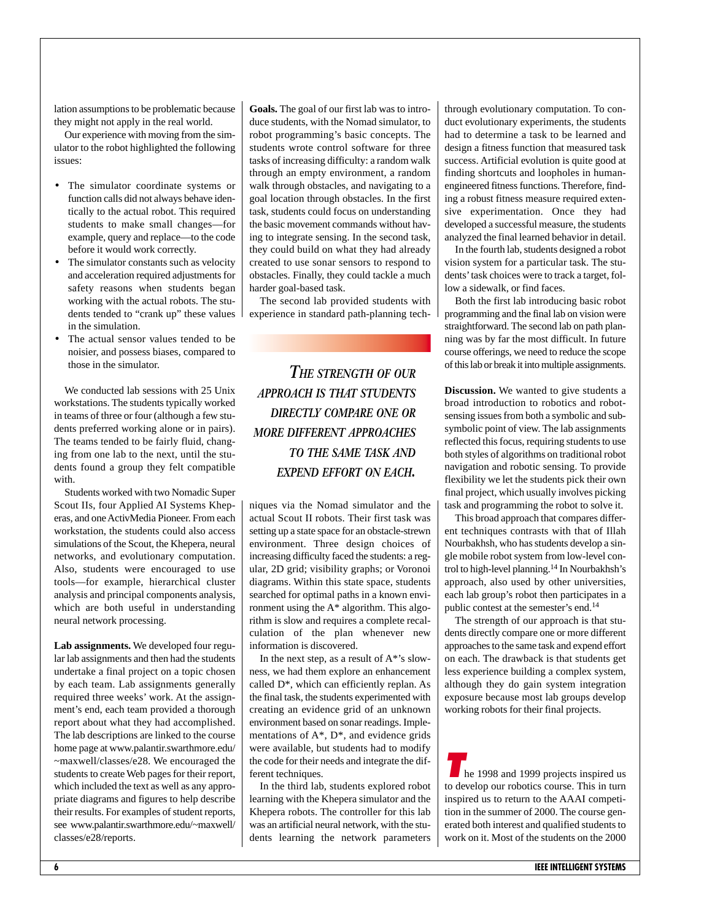lation assumptions to be problematic because they might not apply in the real world.

Our experience with moving from the simulator to the robot highlighted the following issues:

- The simulator coordinate systems or function calls did not always behave identically to the actual robot. This required students to make small changes—for example, query and replace—to the code before it would work correctly.
- The simulator constants such as velocity and acceleration required adjustments for safety reasons when students began working with the actual robots. The students tended to "crank up" these values in the simulation.
- The actual sensor values tended to be noisier, and possess biases, compared to those in the simulator.

We conducted lab sessions with 25 Unix workstations. The students typically worked in teams of three or four (although a few students preferred working alone or in pairs). The teams tended to be fairly fluid, changing from one lab to the next, until the students found a group they felt compatible with.

Students worked with two Nomadic Super Scout IIs, four Applied AI Systems Kheperas, and one ActivMedia Pioneer. From each workstation, the students could also access simulations of the Scout, the Khepera, neural networks, and evolutionary computation. Also, students were encouraged to use tools—for example, hierarchical cluster analysis and principal components analysis, which are both useful in understanding neural network processing.

**Lab assignments.** We developed four regular lab assignments and then had the students undertake a final project on a topic chosen by each team. Lab assignments generally required three weeks' work. At the assignment's end, each team provided a thorough report about what they had accomplished. The lab descriptions are linked to the course home page at www.palantir.swarthmore.edu/~maxwell/classes/e28. We encouraged the students to create Web pages for their report, which included the text as well as any appropriate diagrams and figures to help describe their results. For examples of student reports, see www.palantir.swarthmore.edu/~maxwell/classes/e28/reports.

**Goals.** The goal of our first lab was to introduce students, with the Nomad simulator, to robot programming's basic concepts. The students wrote control software for three tasks of increasing difficulty: a random walk through an empty environment, a random walk through obstacles, and navigating to a goal location through obstacles. In the first task, students could focus on understanding the basic movement commands without having to integrate sensing. In the second task, they could build on what they had already created to use sonar sensors to respond to obstacles. Finally, they could tackle a much harder goal-based task.

The second lab provided students with experience in standard path-planning techniques via the Nomad simulator and the actual Scout II robots. Their first task was setting up a state space for an obstacle-strewn environment. Three design choices of increasing difficulty faced the students: a regular, 2D grid; visibility graphs; or Voronoi diagrams. Within this state space, students searched for optimal paths in a known environment using the A* algorithm. This algorithm is slow and requires a complete recalculation of the plan whenever new information is discovered.

In the next step, as a result of A*'s slowness, we had them explore an enhancement called D*, which can efficiently replan. As the final task, the students experimented with creating an evidence grid of an unknown environment based on sonar readings. Implementations of A*, D*, and evidence grids were available, but students had to modify the code for their needs and integrate the different techniques.

In the third lab, students explored robot learning with the Khepera simulator and the Khepera robots. The controller for this lab was an artificial neural network, with the students learning the network parameters through evolutionary computation. To conduct evolutionary experiments, the students had to determine a task to be learned and design a fitness function that measured task success. Artificial evolution is quite good at finding shortcuts and loopholes in human-engineered fitness functions. Therefore, finding a robust fitness measure required extensive experimentation. Once they had developed a successful measure, the students analyzed the final learned behavior in detail.

In the fourth lab, students designed a robot vision system for a particular task. The students' task choices were to track a target, follow a sidewalk, or find faces.

Both the first lab introducing basic robot programming and the final lab on vision were straightforward. The second lab on path planning was by far the most difficult. In future course offerings, we need to reduce the scope of this lab or break it into multiple assignments.

**Discussion.** We wanted to give students a broad introduction to robotics and robot-sensing issues from both a symbolic and subsymbolic point of view. The lab assignments reflected this focus, requiring students to use both styles of algorithms on traditional robot navigation and robotic sensing. To provide flexibility we let the students pick their own final project, which usually involves picking task and programming the robot to solve it.

This broad approach that compares different techniques contrasts with that of Illah Nourbakhsh, who has students develop a single mobile robot system from low-level control to high-level planning.[14] In Nourbakhsh's approach, also used by other universities, each lab group's robot then participates in a public contest at the semester's end.[14]

The strength of our approach is that students directly compare one or more different approaches to the same task and expend effort on each. The drawback is that students get less experience building a complex system, although they do gain system integration exposure because most lab groups develop working robots for their final projects.

The 1998 and 1999 projects inspired us to develop our robotics course. This in turn inspired us to return to the AAAI competition in the summer of 2000. The course generated both interest and qualified students to work on it. Most of the students on the 2000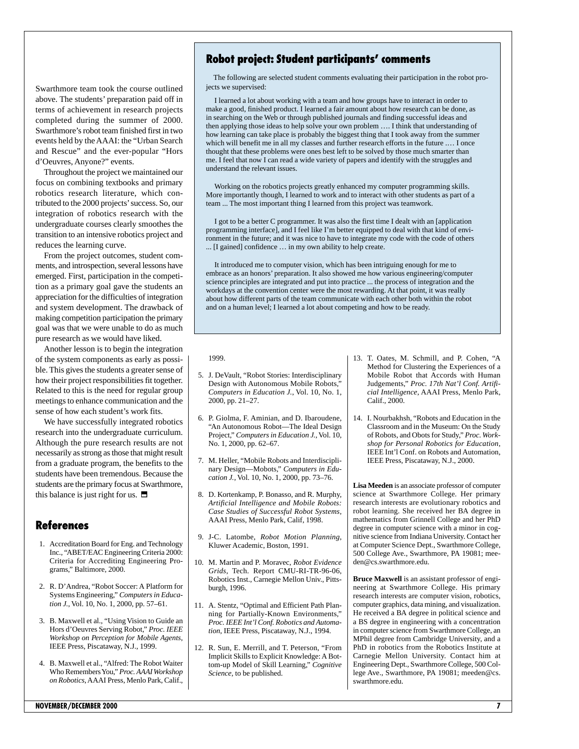Swarthmore team took the course outlined above. The students' preparation paid off in terms of achievement in research projects completed during the summer of 2000. Swarthmore's robot team finished first in two events held by the AAAI: the "Urban Search and Rescue" and the ever-popular "Hors d'Oeuvres, Anyone?" events.

Throughout the project we maintained our focus on combining textbooks and primary robotics research literature, which contributed to the 2000 projects' success. So, our integration of robotics research with the undergraduate courses clearly smoothes the transition to an intensive robotics project and reduces the learning curve.

From the project outcomes, student comments, and introspection, several lessons have emerged. First, participation in the competition as a primary goal gave the students an appreciation for the difficulties of integration and system development. The drawback of making competition participation the primary goal was that we were unable to do as much pure research as we would have liked.

Another lesson is to begin the integration of the system components as early as possible. This gives the students a greater sense of how their project responsibilities fit together. Related to this is the need for regular group meetings to enhance communication and the sense of how each student's work fits.

We have successfully integrated robotics research into the undergraduate curriculum. Although the pure research results are not necessarily as strong as those that might result from a graduate program, the benefits to the students have been tremendous. Because the students are the primary focus at Swarthmore, this balance is just right for us.

## Robot project: Student participants' comments

The following are selected student comments evaluating their participation in the robot projects we supervised:

I learned a lot about working with a team and how groups have to interact in order to make a good, finished product. I learned a fair amount about how research can be done, as in searching on the Web or through published journals and finding successful ideas and then applying those ideas to help solve your own problem …. I think that understanding of how learning can take place is probably the biggest thing that I took away from the summer which will benefit me in all my classes and further research efforts in the future .… I once thought that these problems were ones best left to be solved by those much smarter than me. I feel that now I can read a wide variety of papers and identify with the struggles and understand the relevant issues.

Working on the robotics projects greatly enhanced my computer programming skills. More importantly though, I learned to work and to interact with other students as part of a team ... The most important thing I learned from this project was teamwork.

I got to be a better C programmer. It was also the first time I dealt with an [application programming interface], and I feel like I'm better equipped to deal with that kind of environment in the future; and it was nice to have to integrate my code with the code of others ... [I gained] confidence … in my own ability to help create.

It introduced me to computer vision, which has been intriguing enough for me to embrace as an honors' preparation. It also showed me how various engineering/computer science principles are integrated and put into practice ... the process of integration and the workdays at the convention center were the most rewarding. At that point, it was really about how different parts of the team communicate with each other both within the robot and on a human level; I learned a lot about competing and how to be ready.

## References

1. Accreditation Board for Eng. and Technology Inc., "ABET/EAC Engineering Criteria 2000: Criteria for Accrediting Engineering Programs," Baltimore, 2000.
2. R. D'Andrea, "Robot Soccer: A Platform for Systems Engineering," *Computers in Education J.*, Vol. 10, No. 1, 2000, pp. 57–61.
3. B. Maxwell et al., "Using Vision to Guide an Hors d'Oeuvres Serving Robot," *Proc. IEEE Workshop on Perception for Mobile Agents*, IEEE Press, Piscataway, N.J., 1999.
4. B. Maxwell et al., "Alfred: The Robot Waiter Who Remembers You," *Proc. AAAI Workshop on Robotics*, AAAI Press, Menlo Park, Calif., 1999.
5. J. DeVault, "Robot Stories: Interdisciplinary Design with Autonomous Mobile Robots," *Computers in Education J.*, Vol. 10, No. 1, 2000, pp. 21–27.
6. P. Giolma, F. Aminian, and D. Ibaroudene, "An Autonomous Robot—The Ideal Design Project," *Computers in Education J.*, Vol. 10, No. 1, 2000, pp. 62–67.
7. M. Heller, "Mobile Robots and Interdisciplinary Design—Mobots," *Computers in Education J.*, Vol. 10, No. 1, 2000, pp. 73–76.
8. D. Kortenkamp, P. Bonasso, and R. Murphy, *Artificial Intelligence and Mobile Robots: Case Studies of Successful Robot Systems*, AAAI Press, Menlo Park, Calif, 1998.
9. J-C. Latombe, *Robot Motion Planning*, Kluwer Academic, Boston, 1991.
10. M. Martin and P. Moravec, *Robot Evidence Grids*, Tech. Report CMU-RI-TR-96-06, Robotics Inst., Carnegie Mellon Univ., Pittsburgh, 1996.
11. A. Stentz, "Optimal and Efficient Path Planning for Partially-Known Environments," *Proc. IEEE Int'l Conf. Robotics and Automation*, IEEE Press, Piscataway, N.J., 1994.
12. R. Sun, E. Merrill, and T. Peterson, "From Implicit Skills to Explicit Knowledge: A Bottom-up Model of Skill Learning," *Cognitive Science*, to be published.
13. T. Oates, M. Schmill, and P. Cohen, "A Method for Clustering the Experiences of a Mobile Robot that Accords with Human Judgements," *Proc. 17th Nat'l Conf. Artificial Intelligence*, AAAI Press, Menlo Park, Calif., 2000.
14. I. Nourbakhsh, "Robots and Education in the Classroom and in the Museum: On the Study of Robots, and Obots for Study," *Proc. Workshop for Personal Robotics for Education*, IEEE Int'l Conf. on Robots and Automation, IEEE Press, Piscataway, N.J., 2000.

**Lisa Meeden** is an associate professor of computer science at Swarthmore College. Her primary research interests are evolutionary robotics and robot learning. She received her BA degree in mathematics from Grinnell College and her PhD degree in computer science with a minor in cognitive science from Indiana University. Contact her at Computer Science Dept., Swarthmore College, 500 College Ave., Swarthmore, PA 19081; meeden@cs.swarthmore.edu.

**Bruce Maxwell** is an assistant professor of engineering at Swarthmore College. His primary research interests are computer vision, robotics, computer graphics, data mining, and visualization. He received a BA degree in political science and a BS degree in engineering with a concentration in computer science from Swarthmore College, an MPhil degree from Cambridge University, and a PhD in robotics from the Robotics Institute at Carnegie Mellon University. Contact him at Engineering Dept., Swarthmore College, 500 College Ave., Swarthmore, PA 19081; meeden@cs.swarthmore.edu.